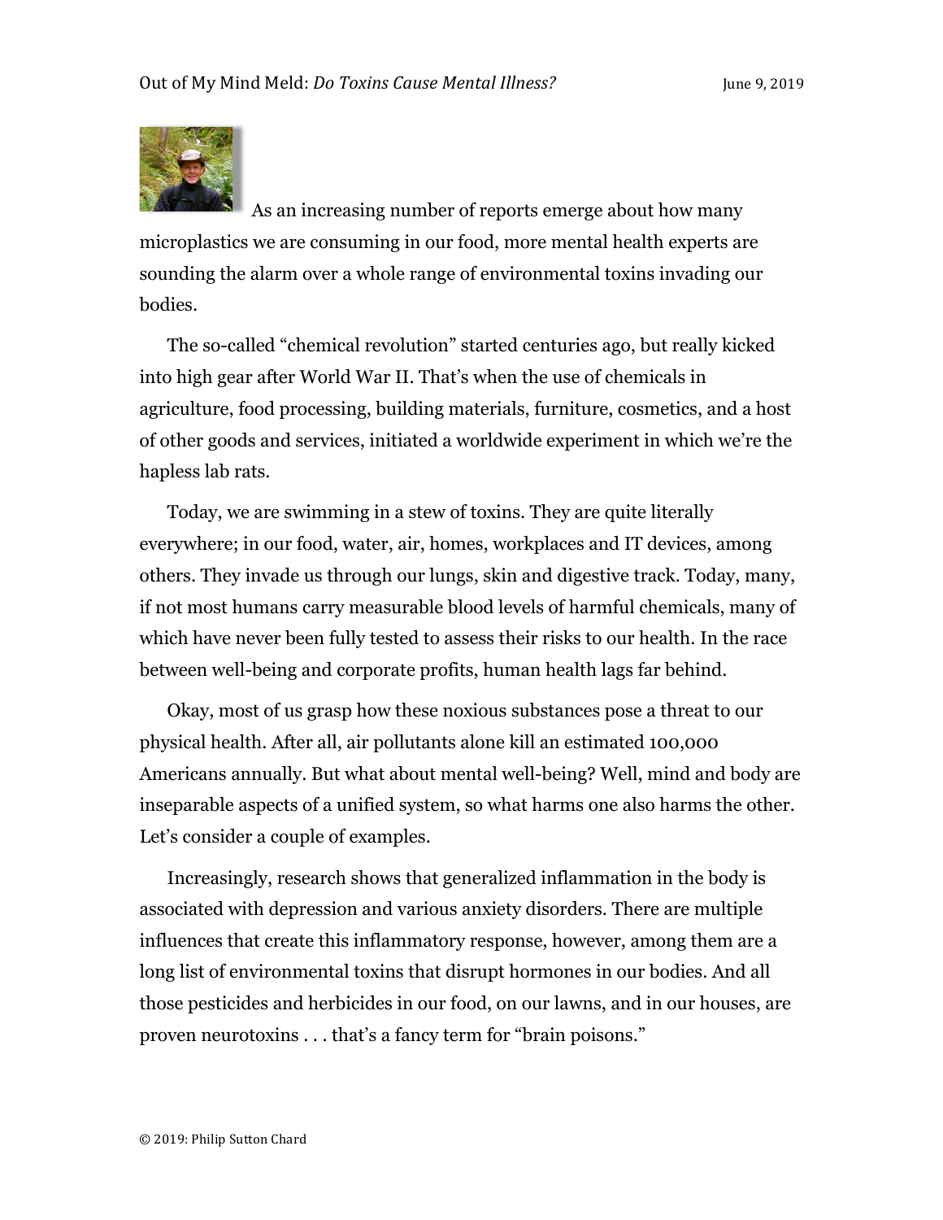As an increasing number of reports emerge about how many microplastics we are consuming in our food, more mental health experts are sounding the alarm over a whole range of environmental toxins invading our bodies.

The so-called "chemical revolution" started centuries ago, but really kicked into high gear after World War II. That's when the use of chemicals in agriculture, food processing, building materials, furniture, cosmetics, and a host of other goods and services, initiated a worldwide experiment in which we're the hapless lab rats.

Today, we are swimming in a stew of toxins. They are quite literally everywhere; in our food, water, air, homes, workplaces and IT devices, among others. They invade us through our lungs, skin and digestive track. Today, many, if not most humans carry measurable blood levels of harmful chemicals, many of which have never been fully tested to assess their risks to our health. In the race between well-being and corporate profits, human health lags far behind.

Okay, most of us grasp how these noxious substances pose a threat to our physical health. After all, air pollutants alone kill an estimated 100,000 Americans annually. But what about mental well-being? Well, mind and body are inseparable aspects of a unified system, so what harms one also harms the other. Let's consider a couple of examples.

Increasingly, research shows that generalized inflammation in the body is associated with depression and various anxiety disorders. There are multiple influences that create this inflammatory response, however, among them are a long list of environmental toxins that disrupt hormones in our bodies. And all those pesticides and herbicides in our food, on our lawns, and in our houses, are proven neurotoxins . . . that's a fancy term for "brain poisons."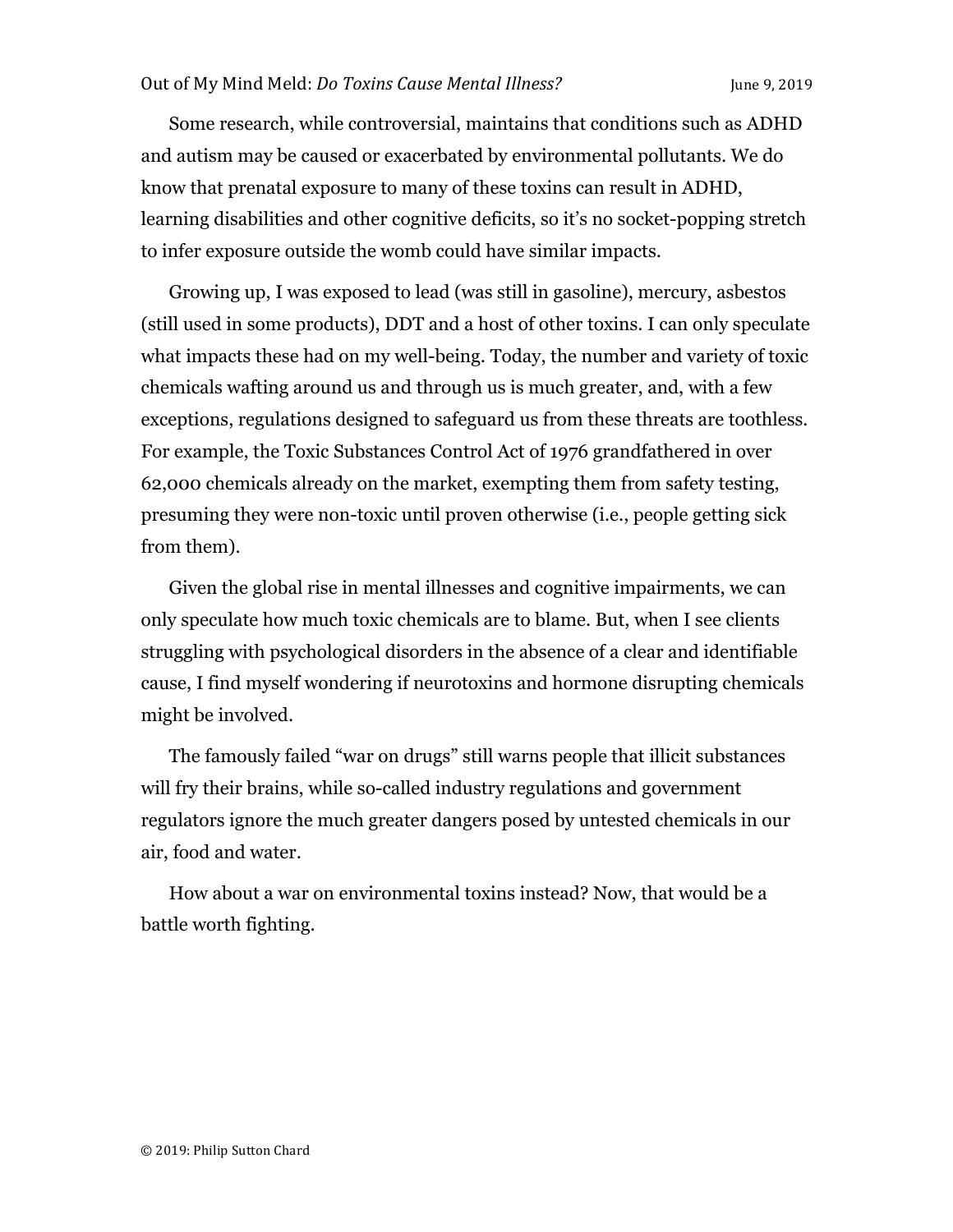Some research, while controversial, maintains that conditions such as ADHD and autism may be caused or exacerbated by environmental pollutants. We do know that prenatal exposure to many of these toxins can result in ADHD, learning disabilities and other cognitive deficits, so it's no socket-popping stretch to infer exposure outside the womb could have similar impacts.

Growing up, I was exposed to lead (was still in gasoline), mercury, asbestos (still used in some products), DDT and a host of other toxins. I can only speculate what impacts these had on my well-being. Today, the number and variety of toxic chemicals wafting around us and through us is much greater, and, with a few exceptions, regulations designed to safeguard us from these threats are toothless. For example, the Toxic Substances Control Act of 1976 grandfathered in over 62,000 chemicals already on the market, exempting them from safety testing, presuming they were non-toxic until proven otherwise (i.e., people getting sick from them).

Given the global rise in mental illnesses and cognitive impairments, we can only speculate how much toxic chemicals are to blame. But, when I see clients struggling with psychological disorders in the absence of a clear and identifiable cause, I find myself wondering if neurotoxins and hormone disrupting chemicals might be involved.

The famously failed "war on drugs" still warns people that illicit substances will fry their brains, while so-called industry regulations and government regulators ignore the much greater dangers posed by untested chemicals in our air, food and water.

How about a war on environmental toxins instead? Now, that would be a battle worth fighting.

© 2019: Philip Sutton Chard